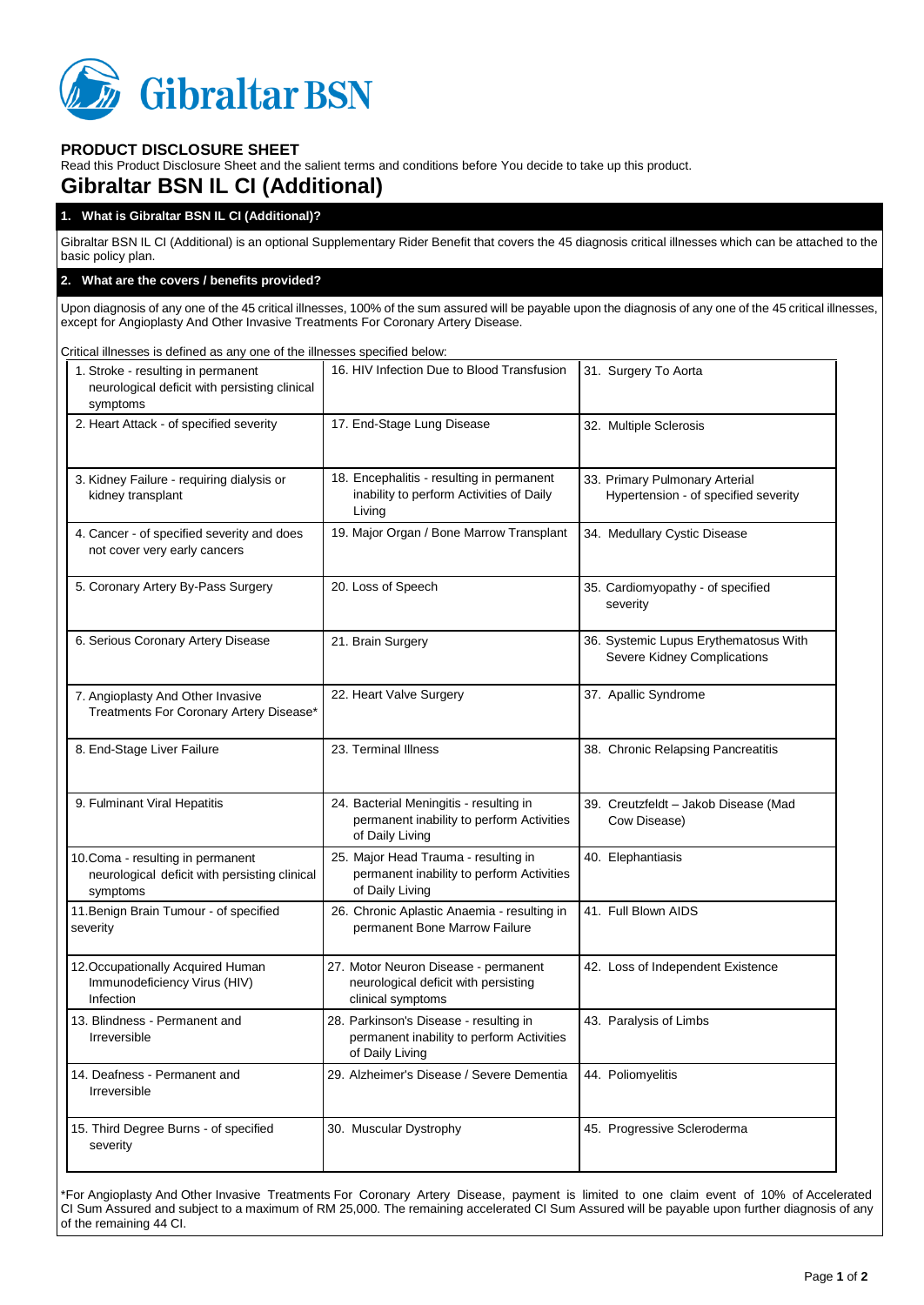Gibraltar BSN

## PRODUCT DISCLOSURE SHEET

Read this Product Disclosure Sheet and the salient terms and conditions before You decide to take up this product.

# Gibraltar BSN IL CI (Additional)

### 1. What is Gibraltar BSN IL CI (Additional)?

Gibraltar BSN IL CI (Additional) is an optional Supplementary Rider Benefit that covers the 45 diagnosis critical illnesses which can be attached to the basic policy plan.

### 2. What are the covers / benefits provided?

Upon diagnosis of any one of the 45 critical illnesses, 100% of the sum assured will be payable upon the diagnosis of any one of the 45 critical illnesses, except for Angioplasty And Other Invasive Treatments For Coronary Artery Disease.

Critical illnesses is defined as any one of the illnesses specified below:

| | | |
|---|---|---|
| 1. Stroke - resulting in permanent neurological deficit with persisting clinical symptoms | 16. HIV Infection Due to Blood Transfusion | 31. Surgery To Aorta |
| 2. Heart Attack - of specified severity | 17. End-Stage Lung Disease | 32. Multiple Sclerosis |
| 3. Kidney Failure - requiring dialysis or kidney transplant | 18. Encephalitis - resulting in permanent inability to perform Activities of Daily Living | 33. Primary Pulmonary Arterial Hypertension - of specified severity |
| 4. Cancer - of specified severity and does not cover very early cancers | 19. Major Organ / Bone Marrow Transplant | 34. Medullary Cystic Disease |
| 5. Coronary Artery By-Pass Surgery | 20. Loss of Speech | 35. Cardiomyopathy - of specified severity |
| 6. Serious Coronary Artery Disease | 21. Brain Surgery | 36. Systemic Lupus Erythematosus With Severe Kidney Complications |
| 7. Angioplasty And Other Invasive Treatments For Coronary Artery Disease* | 22. Heart Valve Surgery | 37. Apallic Syndrome |
| 8. End-Stage Liver Failure | 23. Terminal Illness | 38. Chronic Relapsing Pancreatitis |
| 9. Fulminant Viral Hepatitis | 24. Bacterial Meningitis - resulting in permanent inability to perform Activities of Daily Living | 39. Creutzfeldt – Jakob Disease (Mad Cow Disease) |
| 10. Coma - resulting in permanent neurological deficit with persisting clinical symptoms | 25. Major Head Trauma - resulting in permanent inability to perform Activities of Daily Living | 40. Elephantiasis |
| 11. Benign Brain Tumour - of specified severity | 26. Chronic Aplastic Anaemia - resulting in permanent Bone Marrow Failure | 41. Full Blown AIDS |
| 12. Occupationally Acquired Human Immunodeficiency Virus (HIV) Infection | 27. Motor Neuron Disease - permanent neurological deficit with persisting clinical symptoms | 42. Loss of Independent Existence |
| 13. Blindness - Permanent and Irreversible | 28. Parkinson's Disease - resulting in permanent inability to perform Activities of Daily Living | 43. Paralysis of Limbs |
| 14. Deafness - Permanent and Irreversible | 29. Alzheimer's Disease / Severe Dementia | 44. Poliomyelitis |
| 15. Third Degree Burns - of specified severity | 30. Muscular Dystrophy | 45. Progressive Scleroderma |

*For Angioplasty And Other Invasive Treatments For Coronary Artery Disease, payment is limited to one claim event of 10% of Accelerated CI Sum Assured and subject to a maximum of RM 25,000. The remaining accelerated CI Sum Assured will be payable upon further diagnosis of any of the remaining 44 CI.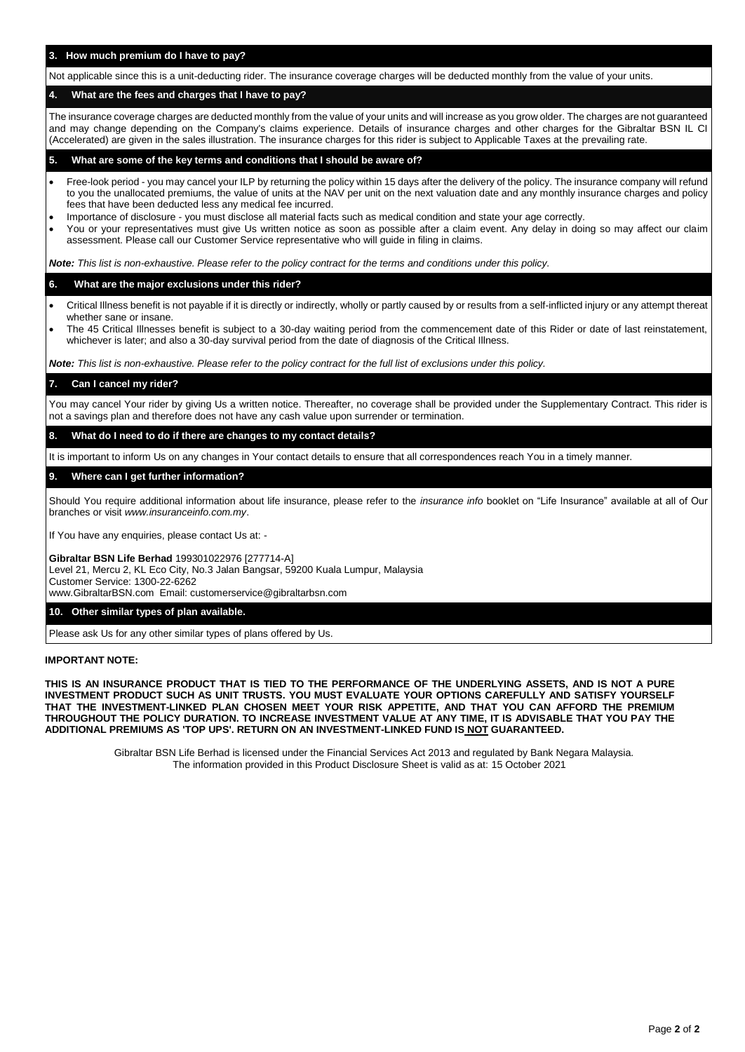## 3. How much premium do I have to pay?

Not applicable since this is a unit-deducting rider. The insurance coverage charges will be deducted monthly from the value of your units.

## 4. What are the fees and charges that I have to pay?

The insurance coverage charges are deducted monthly from the value of your units and will increase as you grow older. The charges are not guaranteed and may change depending on the Company's claims experience. Details of insurance charges and other charges for the Gibraltar BSN IL CI (Accelerated) are given in the sales illustration. The insurance charges for this rider is subject to Applicable Taxes at the prevailing rate.

## 5. What are some of the key terms and conditions that I should be aware of?

- Free-look period - you may cancel your ILP by returning the policy within 15 days after the delivery of the policy. The insurance company will refund to you the unallocated premiums, the value of units at the NAV per unit on the next valuation date and any monthly insurance charges and policy fees that have been deducted less any medical fee incurred.
- Importance of disclosure - you must disclose all material facts such as medical condition and state your age correctly.
- You or your representatives must give Us written notice as soon as possible after a claim event. Any delay in doing so may affect our claim assessment. Please call our Customer Service representative who will guide in filing in claims.

***Note:** This list is non-exhaustive. Please refer to the policy contract for the terms and conditions under this policy.*

## 6. What are the major exclusions under this rider?

- Critical Illness benefit is not payable if it is directly or indirectly, wholly or partly caused by or results from a self-inflicted injury or any attempt thereat whether sane or insane.
- The 45 Critical Illnesses benefit is subject to a 30-day waiting period from the commencement date of this Rider or date of last reinstatement, whichever is later; and also a 30-day survival period from the date of diagnosis of the Critical Illness.

***Note:** This list is non-exhaustive. Please refer to the policy contract for the full list of exclusions under this policy.*

## 7. Can I cancel my rider?

You may cancel Your rider by giving Us a written notice. Thereafter, no coverage shall be provided under the Supplementary Contract. This rider is not a savings plan and therefore does not have any cash value upon surrender or termination.

## 8. What do I need to do if there are changes to my contact details?

It is important to inform Us on any changes in Your contact details to ensure that all correspondences reach You in a timely manner.

## 9. Where can I get further information?

Should You require additional information about life insurance, please refer to the *insurance info* booklet on "Life Insurance" available at all of Our branches or visit *www.insuranceinfo.com.my*.

If You have any enquiries, please contact Us at: -

**Gibraltar BSN Life Berhad** 199301022976 [277714-A]
Level 21, Mercu 2, KL Eco City, No.3 Jalan Bangsar, 59200 Kuala Lumpur, Malaysia
Customer Service: 1300-22-6262
www.GibraltarBSN.com Email: customerservice@gibraltarbsn.com

## 10. Other similar types of plan available.

Please ask Us for any other similar types of plans offered by Us.

**IMPORTANT NOTE:**

**THIS IS AN INSURANCE PRODUCT THAT IS TIED TO THE PERFORMANCE OF THE UNDERLYING ASSETS, AND IS NOT A PURE INVESTMENT PRODUCT SUCH AS UNIT TRUSTS. YOU MUST EVALUATE YOUR OPTIONS CAREFULLY AND SATISFY YOURSELF THAT THE INVESTMENT-LINKED PLAN CHOSEN MEET YOUR RISK APPETITE, AND THAT YOU CAN AFFORD THE PREMIUM THROUGHOUT THE POLICY DURATION. TO INCREASE INVESTMENT VALUE AT ANY TIME, IT IS ADVISABLE THAT YOU PAY THE ADDITIONAL PREMIUMS AS 'TOP UPS'. RETURN ON AN INVESTMENT-LINKED FUND IS NOT GUARANTEED.**

Gibraltar BSN Life Berhad is licensed under the Financial Services Act 2013 and regulated by Bank Negara Malaysia.
The information provided in this Product Disclosure Sheet is valid as at: 15 October 2021